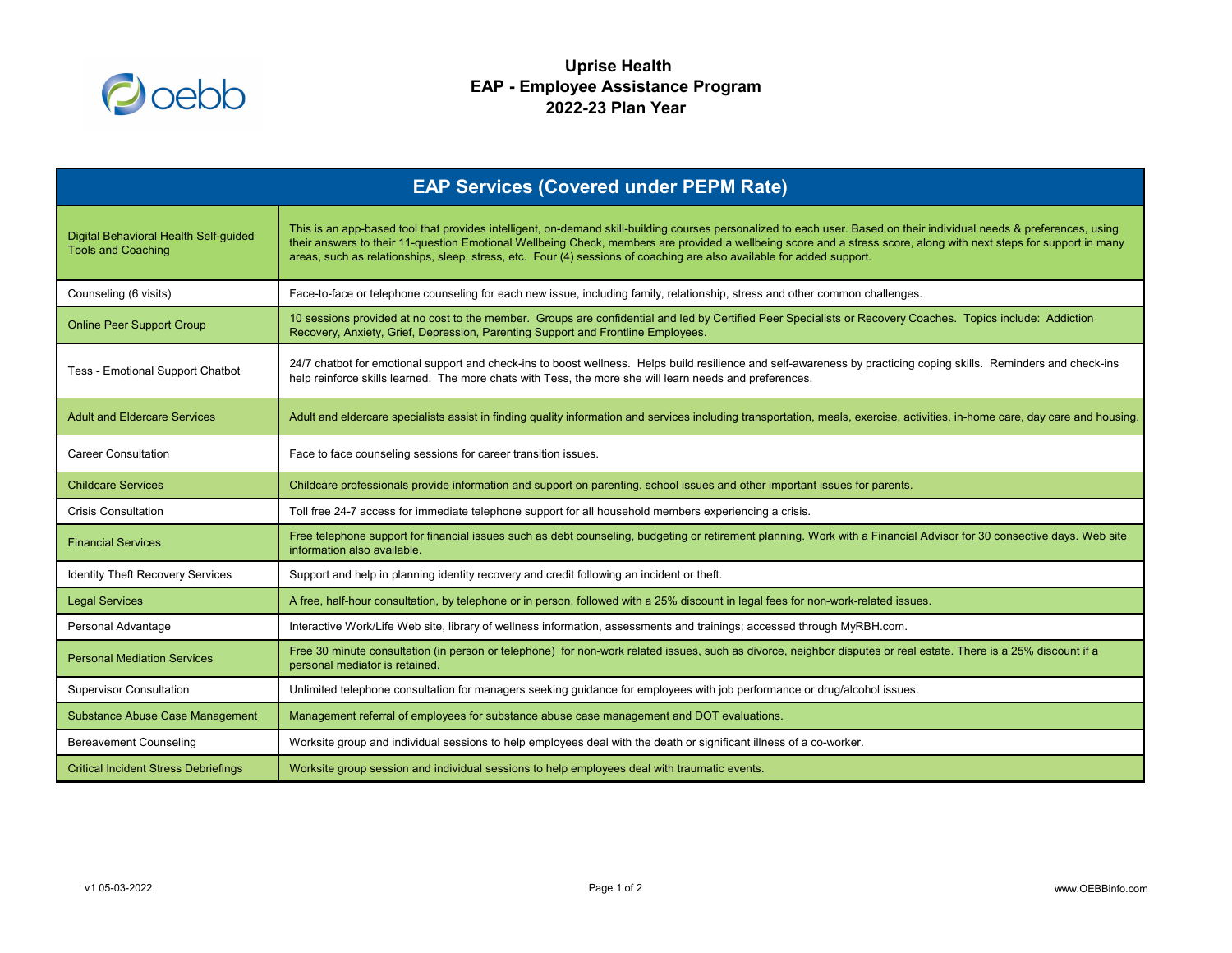# Uprise Health
# EAP - Employee Assistance Program
# 2022-23 Plan Year

| EAP Services (Covered under PEPM Rate) | |
|---|---|
| Digital Behavioral Health Self-guided Tools and Coaching | This is an app-based tool that provides intelligent, on-demand skill-building courses personalized to each user. Based on their individual needs & preferences, using their answers to their 11-question Emotional Wellbeing Check, members are provided a wellbeing score and a stress score, along with next steps for support in many areas, such as relationships, sleep, stress, etc. Four (4) sessions of coaching are also available for added support. |
| Counseling (6 visits) | Face-to-face or telephone counseling for each new issue, including family, relationship, stress and other common challenges. |
| Online Peer Support Group | 10 sessions provided at no cost to the member. Groups are confidential and led by Certified Peer Specialists or Recovery Coaches. Topics include: Addiction Recovery, Anxiety, Grief, Depression, Parenting Support and Frontline Employees. |
| Tess - Emotional Support Chatbot | 24/7 chatbot for emotional support and check-ins to boost wellness. Helps build resilience and self-awareness by practicing coping skills. Reminders and check-ins help reinforce skills learned. The more chats with Tess, the more she will learn needs and preferences. |
| Adult and Eldercare Services | Adult and eldercare specialists assist in finding quality information and services including transportation, meals, exercise, activities, in-home care, day care and housing. |
| Career Consultation | Face to face counseling sessions for career transition issues. |
| Childcare Services | Childcare professionals provide information and support on parenting, school issues and other important issues for parents. |
| Crisis Consultation | Toll free 24-7 access for immediate telephone support for all household members experiencing a crisis. |
| Financial Services | Free telephone support for financial issues such as debt counseling, budgeting or retirement planning. Work with a Financial Advisor for 30 consective days. Web site information also available. |
| Identity Theft Recovery Services | Support and help in planning identity recovery and credit following an incident or theft. |
| Legal Services | A free, half-hour consultation, by telephone or in person, followed with a 25% discount in legal fees for non-work-related issues. |
| Personal Advantage | Interactive Work/Life Web site, library of wellness information, assessments and trainings; accessed through MyRBH.com. |
| Personal Mediation Services | Free 30 minute consultation (in person or telephone) for non-work related issues, such as divorce, neighbor disputes or real estate. There is a 25% discount if a personal mediator is retained. |
| Supervisor Consultation | Unlimited telephone consultation for managers seeking guidance for employees with job performance or drug/alcohol issues. |
| Substance Abuse Case Management | Management referral of employees for substance abuse case management and DOT evaluations. |
| Bereavement Counseling | Worksite group and individual sessions to help employees deal with the death or significant illness of a co-worker. |
| Critical Incident Stress Debriefings | Worksite group session and individual sessions to help employees deal with traumatic events. |

v1 05-03-2022

www.OEBBinfo.com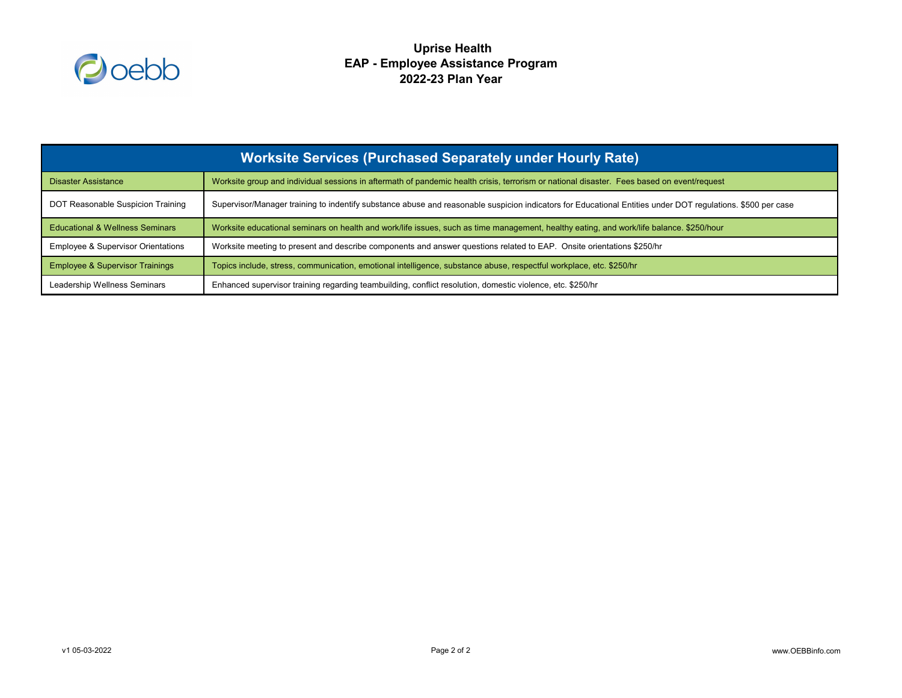# Uprise Health
# EAP - Employee Assistance Program
# 2022-23 Plan Year

| Worksite Services (Purchased Separately under Hourly Rate) | |
|---|---|
| Disaster Assistance | Worksite group and individual sessions in aftermath of pandemic health crisis, terrorism or national disaster. Fees based on event/request |
| DOT Reasonable Suspicion Training | Supervisor/Manager training to indentify substance abuse and reasonable suspicion indicators for Educational Entities under DOT regulations. $500 per case |
| Educational & Wellness Seminars | Worksite educational seminars on health and work/life issues, such as time management, healthy eating, and work/life balance. $250/hour |
| Employee & Supervisor Orientations | Worksite meeting to present and describe components and answer questions related to EAP. Onsite orientations $250/hr |
| Employee & Supervisor Trainings | Topics include, stress, communication, emotional intelligence, substance abuse, respectful workplace, etc. $250/hr |
| Leadership Wellness Seminars | Enhanced supervisor training regarding teambuilding, conflict resolution, domestic violence, etc. $250/hr |

v1 05-03-2022

www.OEBBinfo.com